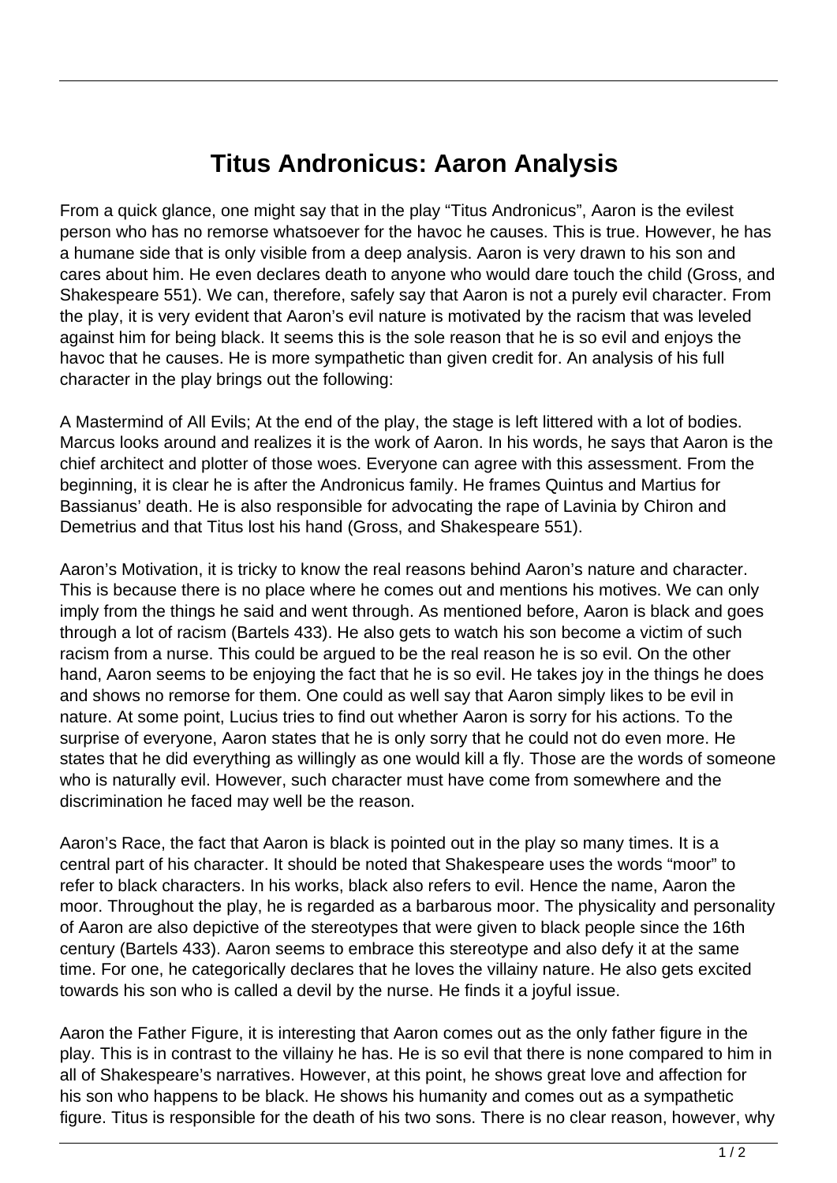# Titus Andronicus: Aaron Analysis

From a quick glance, one might say that in the play "Titus Andronicus", Aaron is the evilest person who has no remorse whatsoever for the havoc he causes. This is true. However, he has a humane side that is only visible from a deep analysis. Aaron is very drawn to his son and cares about him. He even declares death to anyone who would dare touch the child (Gross, and Shakespeare 551). We can, therefore, safely say that Aaron is not a purely evil character. From the play, it is very evident that Aaron's evil nature is motivated by the racism that was leveled against him for being black. It seems this is the sole reason that he is so evil and enjoys the havoc that he causes. He is more sympathetic than given credit for. An analysis of his full character in the play brings out the following:

A Mastermind of All Evils; At the end of the play, the stage is left littered with a lot of bodies. Marcus looks around and realizes it is the work of Aaron. In his words, he says that Aaron is the chief architect and plotter of those woes. Everyone can agree with this assessment. From the beginning, it is clear he is after the Andronicus family. He frames Quintus and Martius for Bassianus' death. He is also responsible for advocating the rape of Lavinia by Chiron and Demetrius and that Titus lost his hand (Gross, and Shakespeare 551).

Aaron's Motivation, it is tricky to know the real reasons behind Aaron's nature and character. This is because there is no place where he comes out and mentions his motives. We can only imply from the things he said and went through. As mentioned before, Aaron is black and goes through a lot of racism (Bartels 433). He also gets to watch his son become a victim of such racism from a nurse. This could be argued to be the real reason he is so evil. On the other hand, Aaron seems to be enjoying the fact that he is so evil. He takes joy in the things he does and shows no remorse for them. One could as well say that Aaron simply likes to be evil in nature. At some point, Lucius tries to find out whether Aaron is sorry for his actions. To the surprise of everyone, Aaron states that he is only sorry that he could not do even more. He states that he did everything as willingly as one would kill a fly. Those are the words of someone who is naturally evil. However, such character must have come from somewhere and the discrimination he faced may well be the reason.

Aaron's Race, the fact that Aaron is black is pointed out in the play so many times. It is a central part of his character. It should be noted that Shakespeare uses the words "moor" to refer to black characters. In his works, black also refers to evil. Hence the name, Aaron the moor. Throughout the play, he is regarded as a barbarous moor. The physicality and personality of Aaron are also depictive of the stereotypes that were given to black people since the 16th century (Bartels 433). Aaron seems to embrace this stereotype and also defy it at the same time. For one, he categorically declares that he loves the villainy nature. He also gets excited towards his son who is called a devil by the nurse. He finds it a joyful issue.

Aaron the Father Figure, it is interesting that Aaron comes out as the only father figure in the play. This is in contrast to the villainy he has. He is so evil that there is none compared to him in all of Shakespeare's narratives. However, at this point, he shows great love and affection for his son who happens to be black. He shows his humanity and comes out as a sympathetic figure. Titus is responsible for the death of his two sons. There is no clear reason, however, why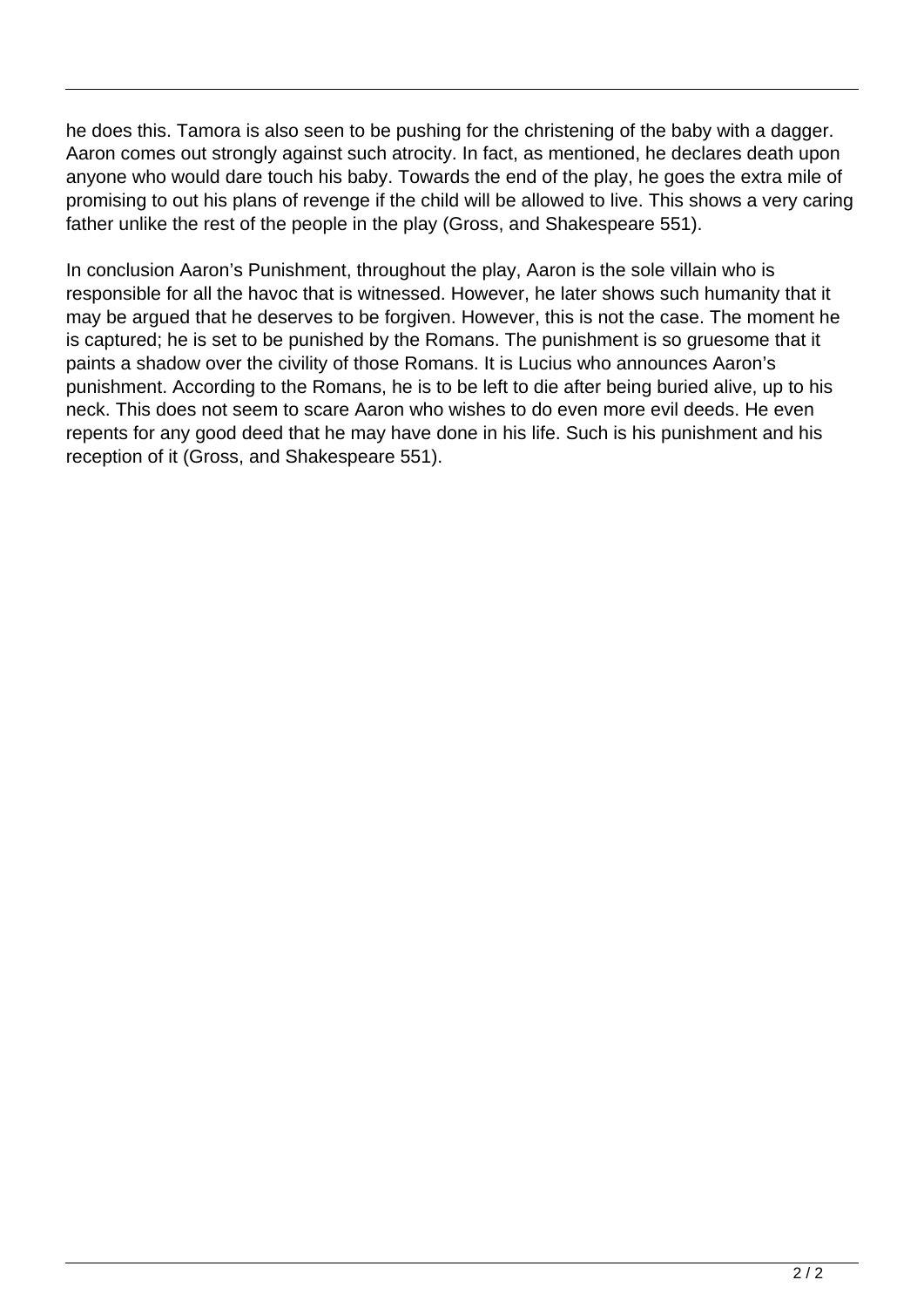he does this. Tamora is also seen to be pushing for the christening of the baby with a dagger. Aaron comes out strongly against such atrocity. In fact, as mentioned, he declares death upon anyone who would dare touch his baby. Towards the end of the play, he goes the extra mile of promising to out his plans of revenge if the child will be allowed to live. This shows a very caring father unlike the rest of the people in the play (Gross, and Shakespeare 551).

In conclusion Aaron's Punishment, throughout the play, Aaron is the sole villain who is responsible for all the havoc that is witnessed. However, he later shows such humanity that it may be argued that he deserves to be forgiven. However, this is not the case. The moment he is captured; he is set to be punished by the Romans. The punishment is so gruesome that it paints a shadow over the civility of those Romans. It is Lucius who announces Aaron's punishment. According to the Romans, he is to be left to die after being buried alive, up to his neck. This does not seem to scare Aaron who wishes to do even more evil deeds. He even repents for any good deed that he may have done in his life. Such is his punishment and his reception of it (Gross, and Shakespeare 551).